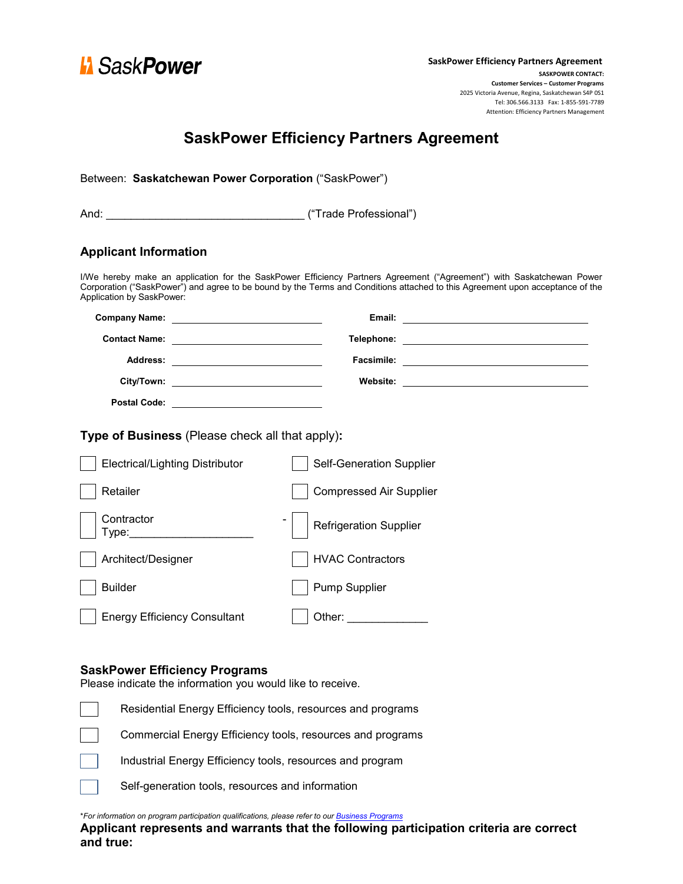SaskPower

**SaskPower Efficiency Partners Agreement**

**SASKPOWER CONTACT:**
**Customer Services – Customer Programs**
2025 Victoria Avenue, Regina, Saskatchewan S4P 0S1
Tel: 306.566.3133 Fax: 1-855-591-7789
Attention: Efficiency Partners Management

# SaskPower Efficiency Partners Agreement

Between: **Saskatchewan Power Corporation** ("SaskPower")

And: ________________________________ ("Trade Professional")

## Applicant Information

I/We hereby make an application for the SaskPower Efficiency Partners Agreement ("Agreement") with Saskatchewan Power Corporation ("SaskPower") and agree to be bound by the Terms and Conditions attached to this Agreement upon acceptance of the Application by SaskPower:

**Company Name:** ____________________

**Contact Name:** ____________________

**Address:** ____________________

**City/Town:** ____________________

**Postal Code:** ____________________

**Email:** ____________________

**Telephone:** ____________________

**Facsimile:** ____________________

**Website:** ____________________

**Type of Business** (Please check all that apply)**:**

- ☐ Electrical/Lighting Distributor
- ☐ Retailer
- ☐ Contractor Type:____________________
- ☐ Architect/Designer
- ☐ Builder
- ☐ Energy Efficiency Consultant
- ☐ Self-Generation Supplier
- ☐ Compressed Air Supplier
- ☐ Refrigeration Supplier
- ☐ HVAC Contractors
- ☐ Pump Supplier
- ☐ Other: _____________

## SaskPower Efficiency Programs

Please indicate the information you would like to receive.

- ☐ Residential Energy Efficiency tools, resources and programs
- ☐ Commercial Energy Efficiency tools, resources and programs
- ☐ Industrial Energy Efficiency tools, resources and program
- ☐ Self-generation tools, resources and information

**For information on program participation qualifications, please refer to our [Business Programs](Business Programs)*

**Applicant represents and warrants that the following participation criteria are correct and true:**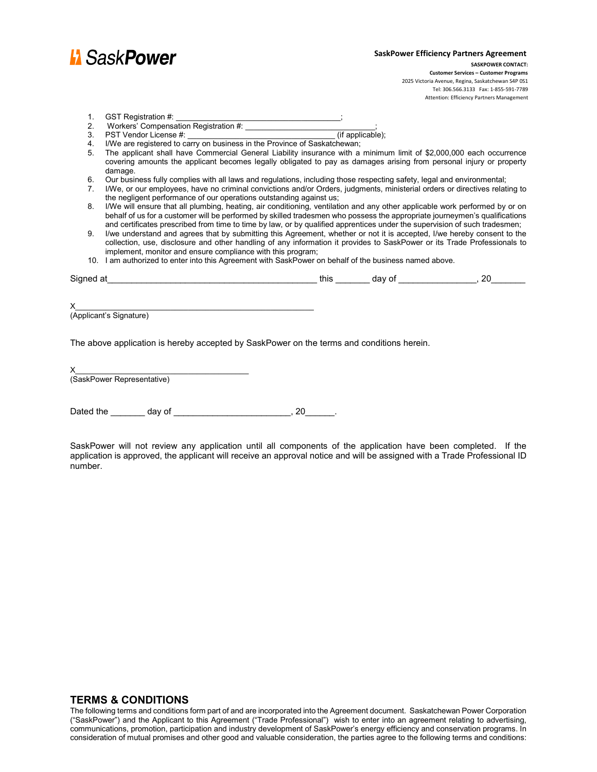**SaskPower Efficiency Partners Agreement**

**SASKPOWER CONTACT:**
**Customer Services – Customer Programs**
2025 Victoria Avenue, Regina, Saskatchewan S4P 0S1
Tel: 306.566.3133 Fax: 1-855-591-7789
Attention: Efficiency Partners Management

1. GST Registration #: ______________________________________;
2. Workers' Compensation Registration #: ______________________________;
3. PST Vendor License #: __________________________________ (if applicable);
4. I/We are registered to carry on business in the Province of Saskatchewan;
5. The applicant shall have Commercial General Liability insurance with a minimum limit of $2,000,000 each occurrence covering amounts the applicant becomes legally obligated to pay as damages arising from personal injury or property damage.
6. Our business fully complies with all laws and regulations, including those respecting safety, legal and environmental;
7. I/We, or our employees, have no criminal convictions and/or Orders, judgments, ministerial orders or directives relating to the negligent performance of our operations outstanding against us;
8. I/We will ensure that all plumbing, heating, air conditioning, ventilation and any other applicable work performed by or on behalf of us for a customer will be performed by skilled tradesmen who possess the appropriate journeymen's qualifications and certificates prescribed from time to time by law, or by qualified apprentices under the supervision of such tradesmen;
9. I/we understand and agrees that by submitting this Agreement, whether or not it is accepted, I/we hereby consent to the collection, use, disclosure and other handling of any information it provides to SaskPower or its Trade Professionals to implement, monitor and ensure compliance with this program;
10. I am authorized to enter into this Agreement with SaskPower on behalf of the business named above.

Signed at____________________________________________ this _______ day of ________________, 20_______

X_____________________________________________________
(Applicant's Signature)

The above application is hereby accepted by SaskPower on the terms and conditions herein.

X______________________________________
(SaskPower Representative)

Dated the _______ day of ________________________, 20______.

SaskPower will not review any application until all components of the application have been completed. If the application is approved, the applicant will receive an approval notice and will be assigned with a Trade Professional ID number.

## TERMS & CONDITIONS

The following terms and conditions form part of and are incorporated into the Agreement document. Saskatchewan Power Corporation ("SaskPower") and the Applicant to this Agreement ("Trade Professional") wish to enter into an agreement relating to advertising, communications, promotion, participation and industry development of SaskPower's energy efficiency and conservation programs. In consideration of mutual promises and other good and valuable consideration, the parties agree to the following terms and conditions: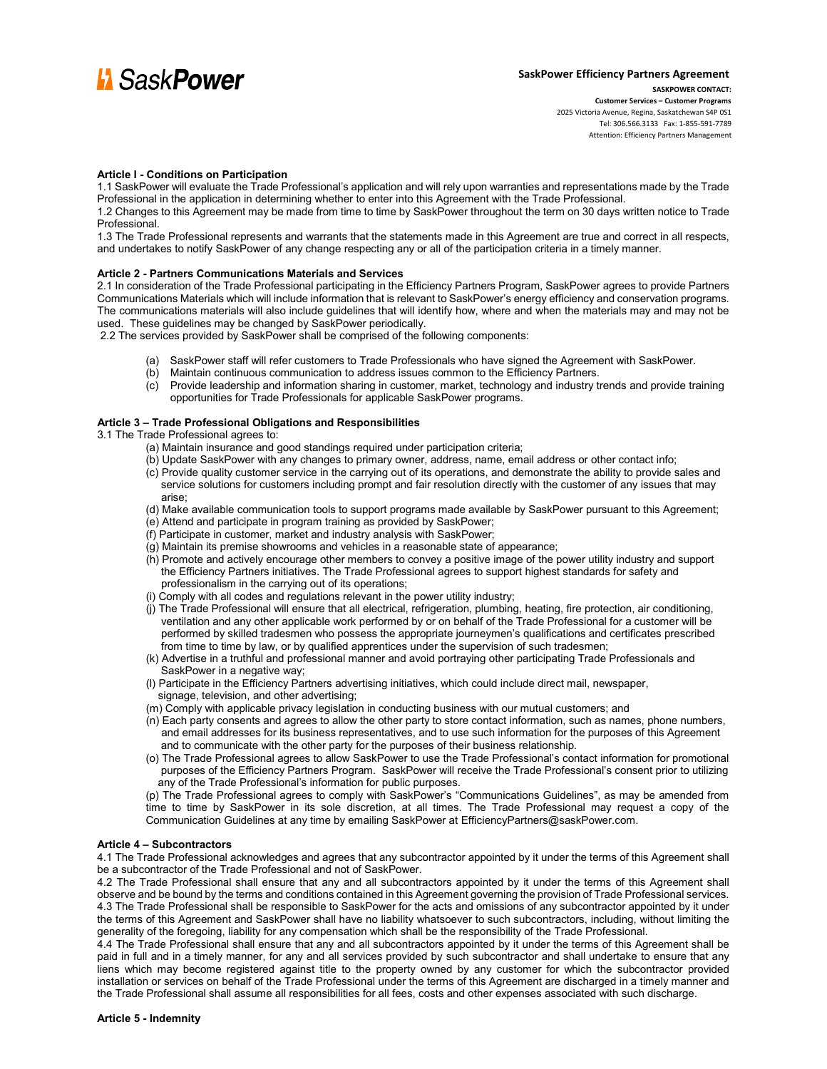**SaskPower Efficiency Partners Agreement**

**SASKPOWER CONTACT:**
**Customer Services – Customer Programs**
2025 Victoria Avenue, Regina, Saskatchewan S4P 0S1
Tel: 306.566.3133 Fax: 1-855-591-7789
Attention: Efficiency Partners Management

**Article I - Conditions on Participation**

1.1 SaskPower will evaluate the Trade Professional's application and will rely upon warranties and representations made by the Trade Professional in the application in determining whether to enter into this Agreement with the Trade Professional.

1.2 Changes to this Agreement may be made from time to time by SaskPower throughout the term on 30 days written notice to Trade Professional.

1.3 The Trade Professional represents and warrants that the statements made in this Agreement are true and correct in all respects, and undertakes to notify SaskPower of any change respecting any or all of the participation criteria in a timely manner.

**Article 2 - Partners Communications Materials and Services**

2.1 In consideration of the Trade Professional participating in the Efficiency Partners Program, SaskPower agrees to provide Partners Communications Materials which will include information that is relevant to SaskPower's energy efficiency and conservation programs. The communications materials will also include guidelines that will identify how, where and when the materials may and may not be used. These guidelines may be changed by SaskPower periodically.

2.2 The services provided by SaskPower shall be comprised of the following components:

(a) SaskPower staff will refer customers to Trade Professionals who have signed the Agreement with SaskPower.
(b) Maintain continuous communication to address issues common to the Efficiency Partners.
(c) Provide leadership and information sharing in customer, market, technology and industry trends and provide training opportunities for Trade Professionals for applicable SaskPower programs.

**Article 3 – Trade Professional Obligations and Responsibilities**

3.1 The Trade Professional agrees to:

(a) Maintain insurance and good standings required under participation criteria;
(b) Update SaskPower with any changes to primary owner, address, name, email address or other contact info;
(c) Provide quality customer service in the carrying out of its operations, and demonstrate the ability to provide sales and service solutions for customers including prompt and fair resolution directly with the customer of any issues that may arise;
(d) Make available communication tools to support programs made available by SaskPower pursuant to this Agreement;
(e) Attend and participate in program training as provided by SaskPower;
(f) Participate in customer, market and industry analysis with SaskPower;
(g) Maintain its premise showrooms and vehicles in a reasonable state of appearance;
(h) Promote and actively encourage other members to convey a positive image of the power utility industry and support the Efficiency Partners initiatives. The Trade Professional agrees to support highest standards for safety and professionalism in the carrying out of its operations;
(i) Comply with all codes and regulations relevant in the power utility industry;
(j) The Trade Professional will ensure that all electrical, refrigeration, plumbing, heating, fire protection, air conditioning, ventilation and any other applicable work performed by or on behalf of the Trade Professional for a customer will be performed by skilled tradesmen who possess the appropriate journeymen's qualifications and certificates prescribed from time to time by law, or by qualified apprentices under the supervision of such tradesmen;
(k) Advertise in a truthful and professional manner and avoid portraying other participating Trade Professionals and SaskPower in a negative way;
(l) Participate in the Efficiency Partners advertising initiatives, which could include direct mail, newspaper, signage, television, and other advertising;
(m) Comply with applicable privacy legislation in conducting business with our mutual customers; and
(n) Each party consents and agrees to allow the other party to store contact information, such as names, phone numbers, and email addresses for its business representatives, and to use such information for the purposes of this Agreement and to communicate with the other party for the purposes of their business relationship.
(o) The Trade Professional agrees to allow SaskPower to use the Trade Professional's contact information for promotional purposes of the Efficiency Partners Program. SaskPower will receive the Trade Professional's consent prior to utilizing any of the Trade Professional's information for public purposes.
(p) The Trade Professional agrees to comply with SaskPower's "Communications Guidelines", as may be amended from time to time by SaskPower in its sole discretion, at all times. The Trade Professional may request a copy of the Communication Guidelines at any time by emailing SaskPower at EfficiencyPartners@saskPower.com.

**Article 4 – Subcontractors**

4.1 The Trade Professional acknowledges and agrees that any subcontractor appointed by it under the terms of this Agreement shall be a subcontractor of the Trade Professional and not of SaskPower.

4.2 The Trade Professional shall ensure that any and all subcontractors appointed by it under the terms of this Agreement shall observe and be bound by the terms and conditions contained in this Agreement governing the provision of Trade Professional services.

4.3 The Trade Professional shall be responsible to SaskPower for the acts and omissions of any subcontractor appointed by it under the terms of this Agreement and SaskPower shall have no liability whatsoever to such subcontractors, including, without limiting the generality of the foregoing, liability for any compensation which shall be the responsibility of the Trade Professional.

4.4 The Trade Professional shall ensure that any and all subcontractors appointed by it under the terms of this Agreement shall be paid in full and in a timely manner, for any and all services provided by such subcontractor and shall undertake to ensure that any liens which may become registered against title to the property owned by any customer for which the subcontractor provided installation or services on behalf of the Trade Professional under the terms of this Agreement are discharged in a timely manner and the Trade Professional shall assume all responsibilities for all fees, costs and other expenses associated with such discharge.

**Article 5 - Indemnity**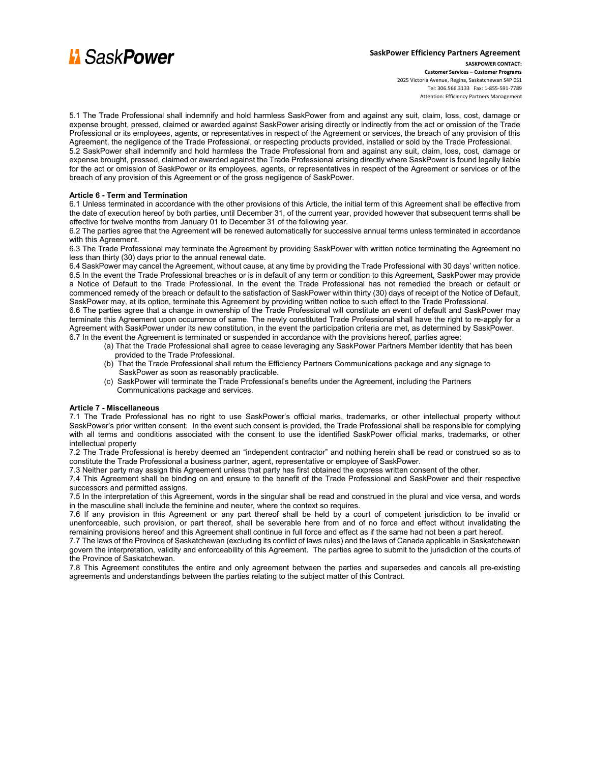5.1 The Trade Professional shall indemnify and hold harmless SaskPower from and against any suit, claim, loss, cost, damage or expense brought, pressed, claimed or awarded against SaskPower arising directly or indirectly from the act or omission of the Trade Professional or its employees, agents, or representatives in respect of the Agreement or services, the breach of any provision of this Agreement, the negligence of the Trade Professional, or respecting products provided, installed or sold by the Trade Professional.
5.2 SaskPower shall indemnify and hold harmless the Trade Professional from and against any suit, claim, loss, cost, damage or expense brought, pressed, claimed or awarded against the Trade Professional arising directly where SaskPower is found legally liable for the act or omission of SaskPower or its employees, agents, or representatives in respect of the Agreement or services or of the breach of any provision of this Agreement or of the gross negligence of SaskPower.

**Article 6 - Term and Termination**

6.1 Unless terminated in accordance with the other provisions of this Article, the initial term of this Agreement shall be effective from the date of execution hereof by both parties, until December 31, of the current year, provided however that subsequent terms shall be effective for twelve months from January 01 to December 31 of the following year.
6.2 The parties agree that the Agreement will be renewed automatically for successive annual terms unless terminated in accordance with this Agreement.
6.3 The Trade Professional may terminate the Agreement by providing SaskPower with written notice terminating the Agreement no less than thirty (30) days prior to the annual renewal date.
6.4 SaskPower may cancel the Agreement, without cause, at any time by providing the Trade Professional with 30 days' written notice.
6.5 In the event the Trade Professional breaches or is in default of any term or condition to this Agreement, SaskPower may provide a Notice of Default to the Trade Professional. In the event the Trade Professional has not remedied the breach or default or commenced remedy of the breach or default to the satisfaction of SaskPower within thirty (30) days of receipt of the Notice of Default, SaskPower may, at its option, terminate this Agreement by providing written notice to such effect to the Trade Professional.
6.6 The parties agree that a change in ownership of the Trade Professional will constitute an event of default and SaskPower may terminate this Agreement upon occurrence of same. The newly constituted Trade Professional shall have the right to re-apply for a Agreement with SaskPower under its new constitution, in the event the participation criteria are met, as determined by SaskPower.
6.7 In the event the Agreement is terminated or suspended in accordance with the provisions hereof, parties agree:

(a) That the Trade Professional shall agree to cease leveraging any SaskPower Partners Member identity that has been provided to the Trade Professional.
(b) That the Trade Professional shall return the Efficiency Partners Communications package and any signage to SaskPower as soon as reasonably practicable.
(c) SaskPower will terminate the Trade Professional's benefits under the Agreement, including the Partners Communications package and services.

**Article 7 - Miscellaneous**

7.1 The Trade Professional has no right to use SaskPower's official marks, trademarks, or other intellectual property without SaskPower's prior written consent. In the event such consent is provided, the Trade Professional shall be responsible for complying with all terms and conditions associated with the consent to use the identified SaskPower official marks, trademarks, or other intellectual property
7.2 The Trade Professional is hereby deemed an "independent contractor" and nothing herein shall be read or construed so as to constitute the Trade Professional a business partner, agent, representative or employee of SaskPower.
7.3 Neither party may assign this Agreement unless that party has first obtained the express written consent of the other.
7.4 This Agreement shall be binding on and ensure to the benefit of the Trade Professional and SaskPower and their respective successors and permitted assigns.
7.5 In the interpretation of this Agreement, words in the singular shall be read and construed in the plural and vice versa, and words in the masculine shall include the feminine and neuter, where the context so requires.
7.6 If any provision in this Agreement or any part thereof shall be held by a court of competent jurisdiction to be invalid or unenforceable, such provision, or part thereof, shall be severable here from and of no force and effect without invalidating the remaining provisions hereof and this Agreement shall continue in full force and effect as if the same had not been a part hereof.
7.7 The laws of the Province of Saskatchewan (excluding its conflict of laws rules) and the laws of Canada applicable in Saskatchewan govern the interpretation, validity and enforceability of this Agreement. The parties agree to submit to the jurisdiction of the courts of the Province of Saskatchewan.
7.8 This Agreement constitutes the entire and only agreement between the parties and supersedes and cancels all pre-existing agreements and understandings between the parties relating to the subject matter of this Contract.